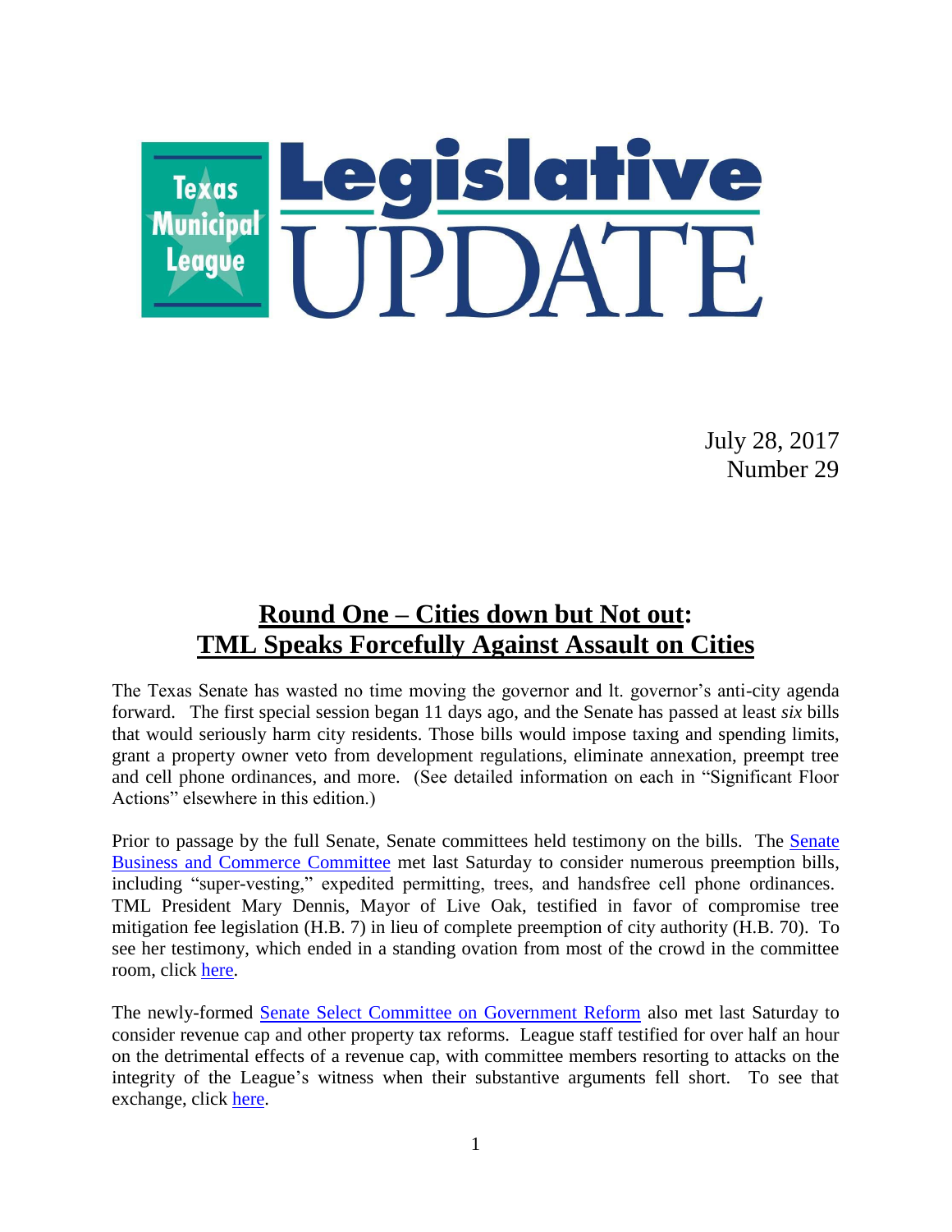# Texas Municipal League Legislative UPDATE

July 28, 2017
Number 29

## Round One – Cities down but Not out: TML Speaks Forcefully Against Assault on Cities

The Texas Senate has wasted no time moving the governor and lt. governor's anti-city agenda forward. The first special session began 11 days ago, and the Senate has passed at least *six* bills that would seriously harm city residents. Those bills would impose taxing and spending limits, grant a property owner veto from development regulations, eliminate annexation, preempt tree and cell phone ordinances, and more. (See detailed information on each in "Significant Floor Actions" elsewhere in this edition.)

Prior to passage by the full Senate, Senate committees held testimony on the bills. The Senate Business and Commerce Committee met last Saturday to consider numerous preemption bills, including "super-vesting," expedited permitting, trees, and handsfree cell phone ordinances. TML President Mary Dennis, Mayor of Live Oak, testified in favor of compromise tree mitigation fee legislation (H.B. 7) in lieu of complete preemption of city authority (H.B. 70). To see her testimony, which ended in a standing ovation from most of the crowd in the committee room, click here.

The newly-formed Senate Select Committee on Government Reform also met last Saturday to consider revenue cap and other property tax reforms. League staff testified for over half an hour on the detrimental effects of a revenue cap, with committee members resorting to attacks on the integrity of the League's witness when their substantive arguments fell short. To see that exchange, click here.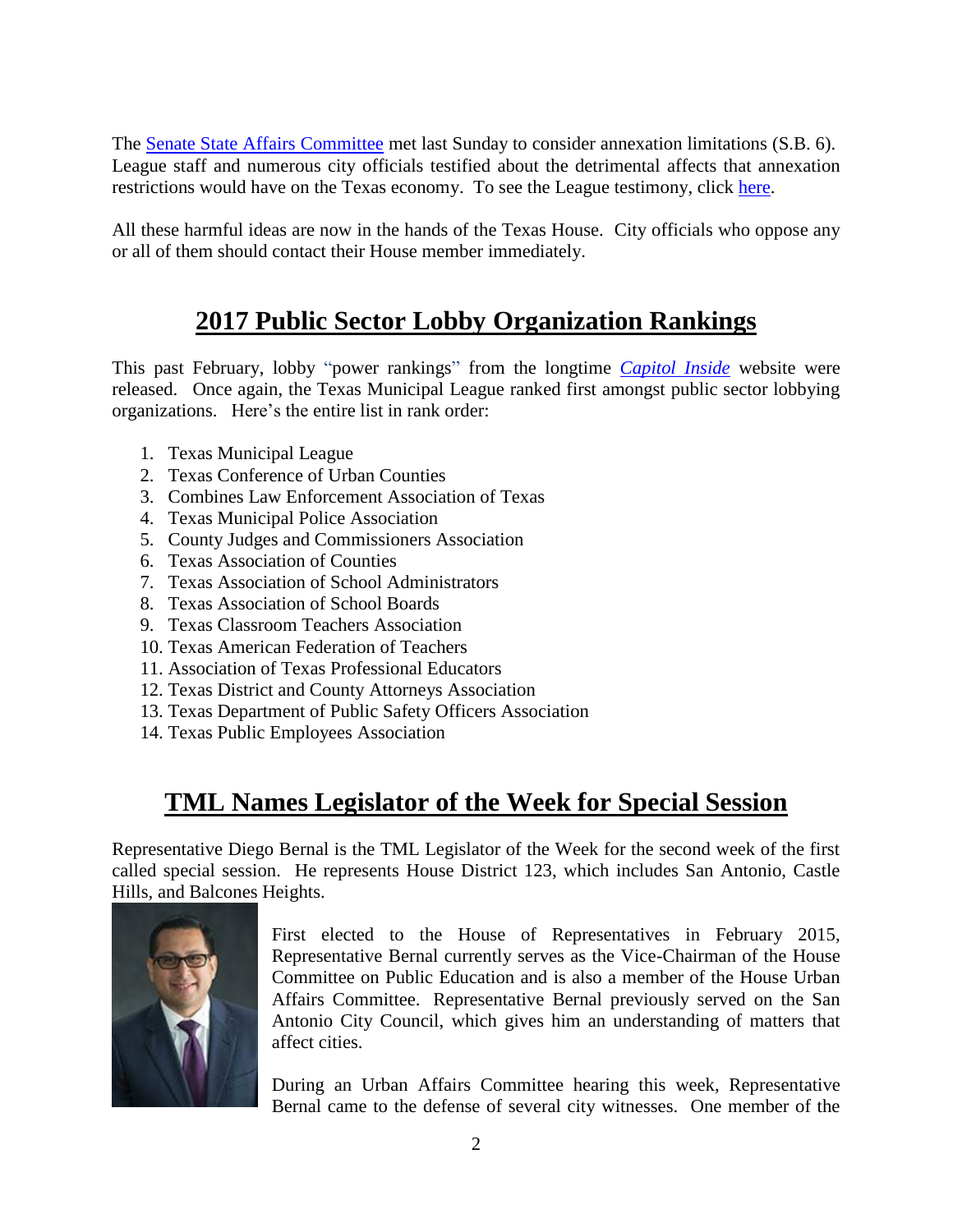The [Senate State Affairs Committee]() met last Sunday to consider annexation limitations (S.B. 6). League staff and numerous city officials testified about the detrimental affects that annexation restrictions would have on the Texas economy. To see the League testimony, click [here]().

All these harmful ideas are now in the hands of the Texas House. City officials who oppose any or all of them should contact their House member immediately.

## 2017 Public Sector Lobby Organization Rankings

This past February, lobby "power rankings" from the longtime [*Capitol Inside*]() website were released. Once again, the Texas Municipal League ranked first amongst public sector lobbying organizations. Here's the entire list in rank order:

1. Texas Municipal League
2. Texas Conference of Urban Counties
3. Combines Law Enforcement Association of Texas
4. Texas Municipal Police Association
5. County Judges and Commissioners Association
6. Texas Association of Counties
7. Texas Association of School Administrators
8. Texas Association of School Boards
9. Texas Classroom Teachers Association
10. Texas American Federation of Teachers
11. Association of Texas Professional Educators
12. Texas District and County Attorneys Association
13. Texas Department of Public Safety Officers Association
14. Texas Public Employees Association

## TML Names Legislator of the Week for Special Session

Representative Diego Bernal is the TML Legislator of the Week for the second week of the first called special session. He represents House District 123, which includes San Antonio, Castle Hills, and Balcones Heights.

First elected to the House of Representatives in February 2015, Representative Bernal currently serves as the Vice-Chairman of the House Committee on Public Education and is also a member of the House Urban Affairs Committee. Representative Bernal previously served on the San Antonio City Council, which gives him an understanding of matters that affect cities.

During an Urban Affairs Committee hearing this week, Representative Bernal came to the defense of several city witnesses. One member of the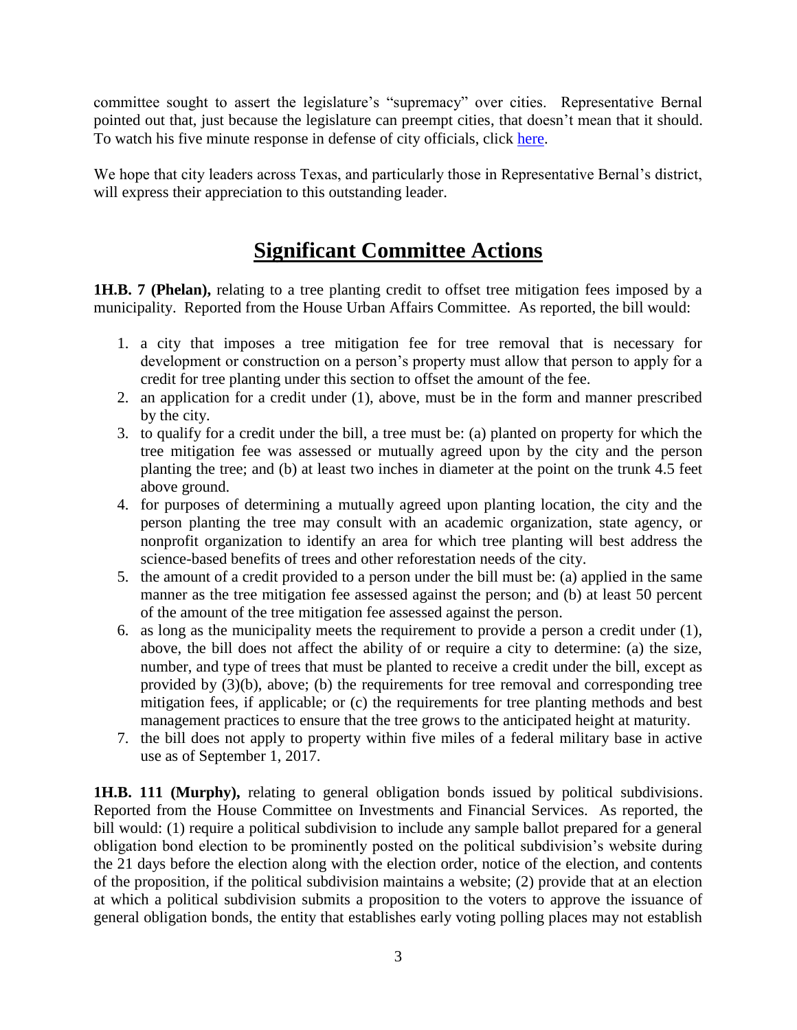committee sought to assert the legislature's "supremacy" over cities. Representative Bernal pointed out that, just because the legislature can preempt cities, that doesn't mean that it should. To watch his five minute response in defense of city officials, click here.

We hope that city leaders across Texas, and particularly those in Representative Bernal's district, will express their appreciation to this outstanding leader.

## Significant Committee Actions

**1H.B. 7 (Phelan),** relating to a tree planting credit to offset tree mitigation fees imposed by a municipality. Reported from the House Urban Affairs Committee. As reported, the bill would:

1. a city that imposes a tree mitigation fee for tree removal that is necessary for development or construction on a person's property must allow that person to apply for a credit for tree planting under this section to offset the amount of the fee.
2. an application for a credit under (1), above, must be in the form and manner prescribed by the city.
3. to qualify for a credit under the bill, a tree must be: (a) planted on property for which the tree mitigation fee was assessed or mutually agreed upon by the city and the person planting the tree; and (b) at least two inches in diameter at the point on the trunk 4.5 feet above ground.
4. for purposes of determining a mutually agreed upon planting location, the city and the person planting the tree may consult with an academic organization, state agency, or nonprofit organization to identify an area for which tree planting will best address the science-based benefits of trees and other reforestation needs of the city.
5. the amount of a credit provided to a person under the bill must be: (a) applied in the same manner as the tree mitigation fee assessed against the person; and (b) at least 50 percent of the amount of the tree mitigation fee assessed against the person.
6. as long as the municipality meets the requirement to provide a person a credit under (1), above, the bill does not affect the ability of or require a city to determine: (a) the size, number, and type of trees that must be planted to receive a credit under the bill, except as provided by (3)(b), above; (b) the requirements for tree removal and corresponding tree mitigation fees, if applicable; or (c) the requirements for tree planting methods and best management practices to ensure that the tree grows to the anticipated height at maturity.
7. the bill does not apply to property within five miles of a federal military base in active use as of September 1, 2017.

**1H.B. 111 (Murphy),** relating to general obligation bonds issued by political subdivisions. Reported from the House Committee on Investments and Financial Services. As reported, the bill would: (1) require a political subdivision to include any sample ballot prepared for a general obligation bond election to be prominently posted on the political subdivision's website during the 21 days before the election along with the election order, notice of the election, and contents of the proposition, if the political subdivision maintains a website; (2) provide that at an election at which a political subdivision submits a proposition to the voters to approve the issuance of general obligation bonds, the entity that establishes early voting polling places may not establish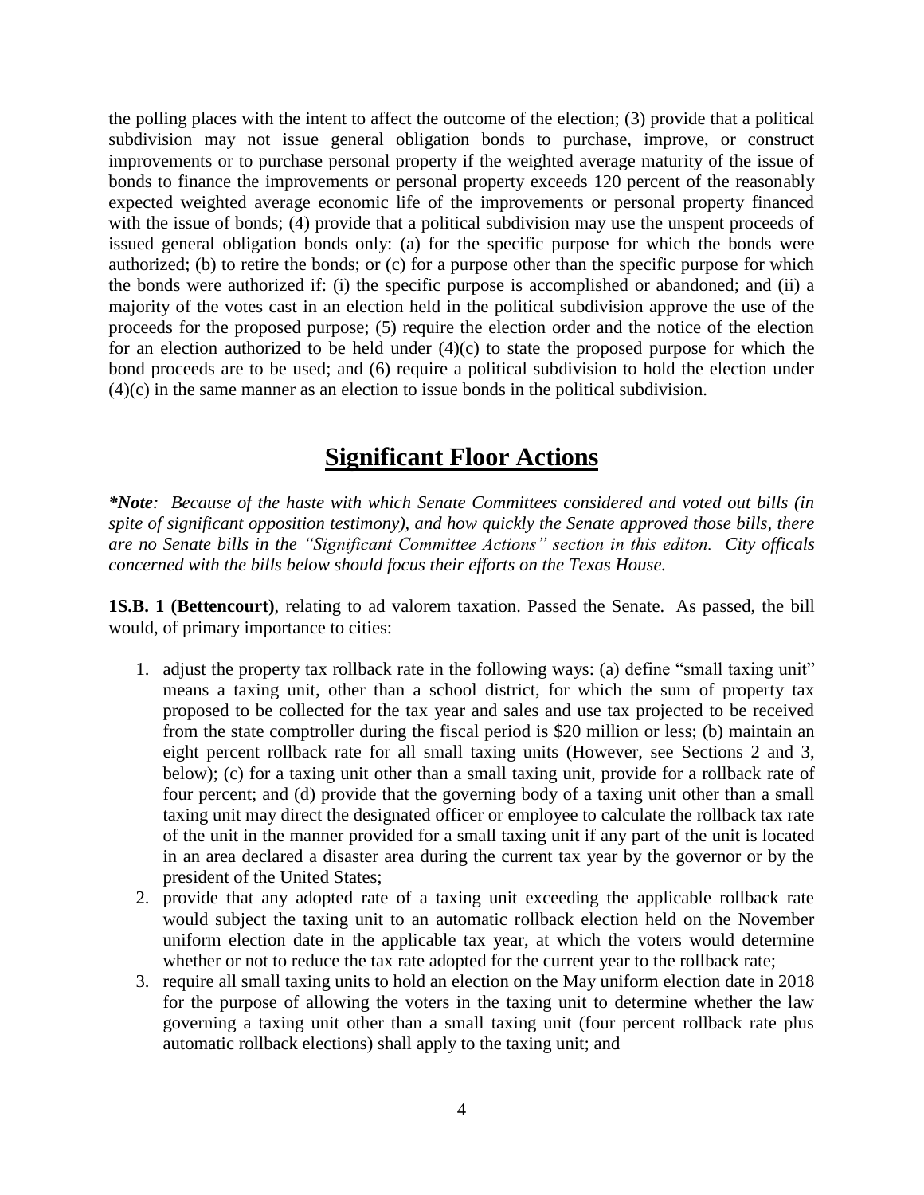the polling places with the intent to affect the outcome of the election; (3) provide that a political subdivision may not issue general obligation bonds to purchase, improve, or construct improvements or to purchase personal property if the weighted average maturity of the issue of bonds to finance the improvements or personal property exceeds 120 percent of the reasonably expected weighted average economic life of the improvements or personal property financed with the issue of bonds; (4) provide that a political subdivision may use the unspent proceeds of issued general obligation bonds only: (a) for the specific purpose for which the bonds were authorized; (b) to retire the bonds; or (c) for a purpose other than the specific purpose for which the bonds were authorized if: (i) the specific purpose is accomplished or abandoned; and (ii) a majority of the votes cast in an election held in the political subdivision approve the use of the proceeds for the proposed purpose; (5) require the election order and the notice of the election for an election authorized to be held under (4)(c) to state the proposed purpose for which the bond proceeds are to be used; and (6) require a political subdivision to hold the election under (4)(c) in the same manner as an election to issue bonds in the political subdivision.

## Significant Floor Actions

***Note**: Because of the haste with which Senate Committees considered and voted out bills (in spite of significant opposition testimony), and how quickly the Senate approved those bills, there are no Senate bills in the "Significant Committee Actions" section in this editon. City offficals concerned with the bills below should focus their efforts on the Texas House.*

**1S.B. 1 (Bettencourt)**, relating to ad valorem taxation. Passed the Senate. As passed, the bill would, of primary importance to cities:

1. adjust the property tax rollback rate in the following ways: (a) define "small taxing unit" means a taxing unit, other than a school district, for which the sum of property tax proposed to be collected for the tax year and sales and use tax projected to be received from the state comptroller during the fiscal period is $20 million or less; (b) maintain an eight percent rollback rate for all small taxing units (However, see Sections 2 and 3, below); (c) for a taxing unit other than a small taxing unit, provide for a rollback rate of four percent; and (d) provide that the governing body of a taxing unit other than a small taxing unit may direct the designated officer or employee to calculate the rollback tax rate of the unit in the manner provided for a small taxing unit if any part of the unit is located in an area declared a disaster area during the current tax year by the governor or by the president of the United States;
2. provide that any adopted rate of a taxing unit exceeding the applicable rollback rate would subject the taxing unit to an automatic rollback election held on the November uniform election date in the applicable tax year, at which the voters would determine whether or not to reduce the tax rate adopted for the current year to the rollback rate;
3. require all small taxing units to hold an election on the May uniform election date in 2018 for the purpose of allowing the voters in the taxing unit to determine whether the law governing a taxing unit other than a small taxing unit (four percent rollback rate plus automatic rollback elections) shall apply to the taxing unit; and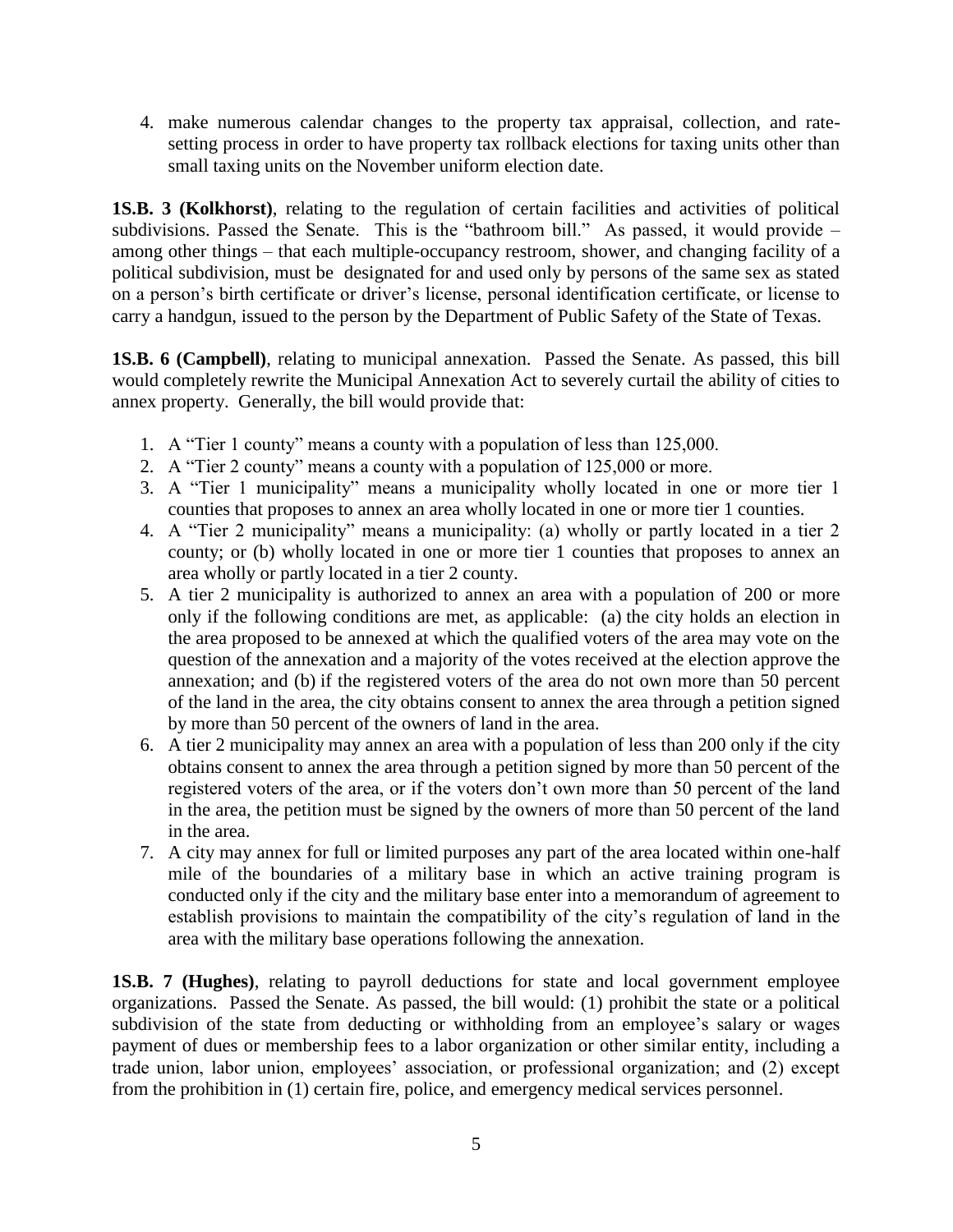4. make numerous calendar changes to the property tax appraisal, collection, and rate-setting process in order to have property tax rollback elections for taxing units other than small taxing units on the November uniform election date.

**1S.B. 3 (Kolkhorst)**, relating to the regulation of certain facilities and activities of political subdivisions. Passed the Senate. This is the "bathroom bill." As passed, it would provide – among other things – that each multiple-occupancy restroom, shower, and changing facility of a political subdivision, must be designated for and used only by persons of the same sex as stated on a person's birth certificate or driver's license, personal identification certificate, or license to carry a handgun, issued to the person by the Department of Public Safety of the State of Texas.

**1S.B. 6 (Campbell)**, relating to municipal annexation. Passed the Senate. As passed, this bill would completely rewrite the Municipal Annexation Act to severely curtail the ability of cities to annex property. Generally, the bill would provide that:

1. A "Tier 1 county" means a county with a population of less than 125,000.
2. A "Tier 2 county" means a county with a population of 125,000 or more.
3. A "Tier 1 municipality" means a municipality wholly located in one or more tier 1 counties that proposes to annex an area wholly located in one or more tier 1 counties.
4. A "Tier 2 municipality" means a municipality: (a) wholly or partly located in a tier 2 county; or (b) wholly located in one or more tier 1 counties that proposes to annex an area wholly or partly located in a tier 2 county.
5. A tier 2 municipality is authorized to annex an area with a population of 200 or more only if the following conditions are met, as applicable: (a) the city holds an election in the area proposed to be annexed at which the qualified voters of the area may vote on the question of the annexation and a majority of the votes received at the election approve the annexation; and (b) if the registered voters of the area do not own more than 50 percent of the land in the area, the city obtains consent to annex the area through a petition signed by more than 50 percent of the owners of land in the area.
6. A tier 2 municipality may annex an area with a population of less than 200 only if the city obtains consent to annex the area through a petition signed by more than 50 percent of the registered voters of the area, or if the voters don't own more than 50 percent of the land in the area, the petition must be signed by the owners of more than 50 percent of the land in the area.
7. A city may annex for full or limited purposes any part of the area located within one-half mile of the boundaries of a military base in which an active training program is conducted only if the city and the military base enter into a memorandum of agreement to establish provisions to maintain the compatibility of the city's regulation of land in the area with the military base operations following the annexation.

**1S.B. 7 (Hughes)**, relating to payroll deductions for state and local government employee organizations. Passed the Senate. As passed, the bill would: (1) prohibit the state or a political subdivision of the state from deducting or withholding from an employee's salary or wages payment of dues or membership fees to a labor organization or other similar entity, including a trade union, labor union, employees' association, or professional organization; and (2) except from the prohibition in (1) certain fire, police, and emergency medical services personnel.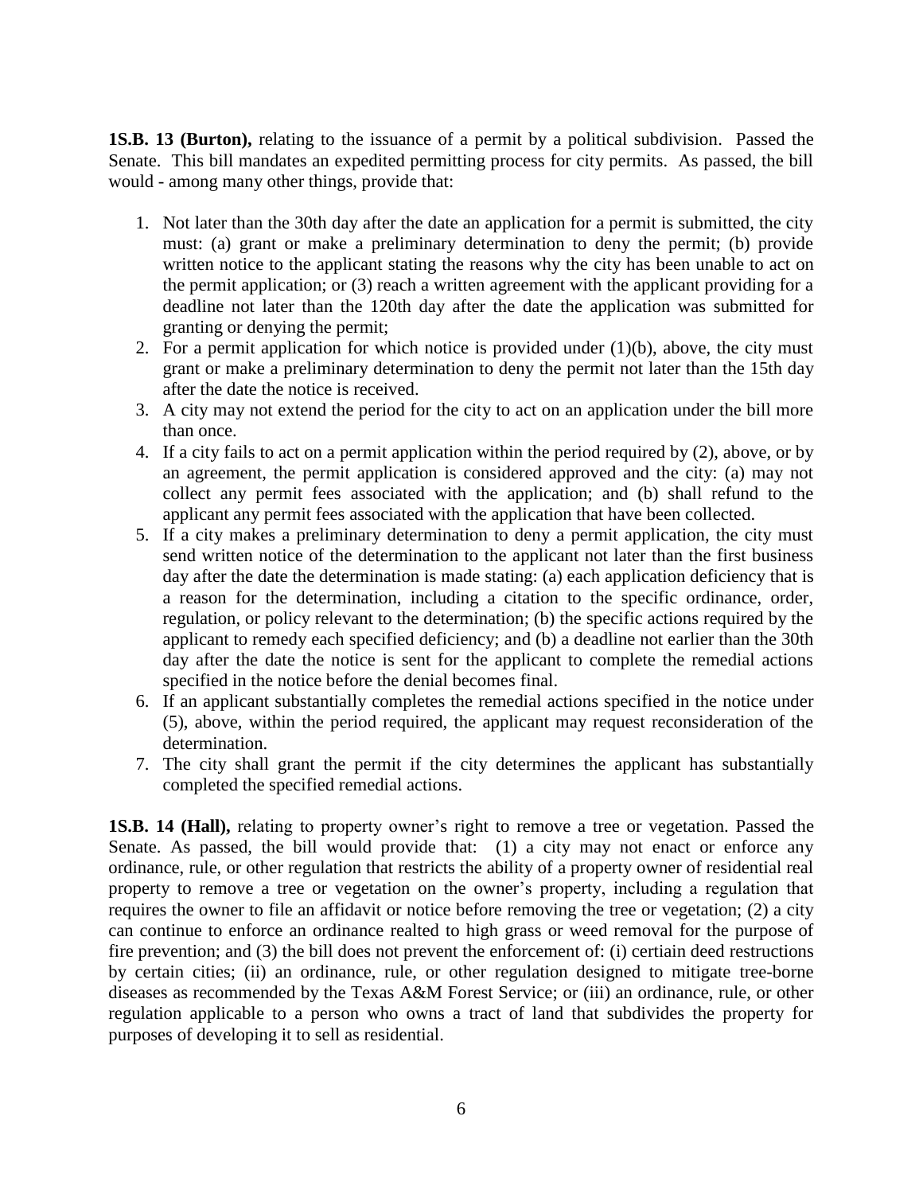**1S.B. 13 (Burton),** relating to the issuance of a permit by a political subdivision. Passed the Senate. This bill mandates an expedited permitting process for city permits. As passed, the bill would - among many other things, provide that:

1. Not later than the 30th day after the date an application for a permit is submitted, the city must: (a) grant or make a preliminary determination to deny the permit; (b) provide written notice to the applicant stating the reasons why the city has been unable to act on the permit application; or (3) reach a written agreement with the applicant providing for a deadline not later than the 120th day after the date the application was submitted for granting or denying the permit;
2. For a permit application for which notice is provided under (1)(b), above, the city must grant or make a preliminary determination to deny the permit not later than the 15th day after the date the notice is received.
3. A city may not extend the period for the city to act on an application under the bill more than once.
4. If a city fails to act on a permit application within the period required by (2), above, or by an agreement, the permit application is considered approved and the city: (a) may not collect any permit fees associated with the application; and (b) shall refund to the applicant any permit fees associated with the application that have been collected.
5. If a city makes a preliminary determination to deny a permit application, the city must send written notice of the determination to the applicant not later than the first business day after the date the determination is made stating: (a) each application deficiency that is a reason for the determination, including a citation to the specific ordinance, order, regulation, or policy relevant to the determination; (b) the specific actions required by the applicant to remedy each specified deficiency; and (b) a deadline not earlier than the 30th day after the date the notice is sent for the applicant to complete the remedial actions specified in the notice before the denial becomes final.
6. If an applicant substantially completes the remedial actions specified in the notice under (5), above, within the period required, the applicant may request reconsideration of the determination.
7. The city shall grant the permit if the city determines the applicant has substantially completed the specified remedial actions.

**1S.B. 14 (Hall),** relating to property owner's right to remove a tree or vegetation. Passed the Senate. As passed, the bill would provide that: (1) a city may not enact or enforce any ordinance, rule, or other regulation that restricts the ability of a property owner of residential real property to remove a tree or vegetation on the owner's property, including a regulation that requires the owner to file an affidavit or notice before removing the tree or vegetation; (2) a city can continue to enforce an ordinance realted to high grass or weed removal for the purpose of fire prevention; and (3) the bill does not prevent the enforcement of: (i) certiain deed restructions by certain cities; (ii) an ordinance, rule, or other regulation designed to mitigate tree-borne diseases as recommended by the Texas A&M Forest Service; or (iii) an ordinance, rule, or other regulation applicable to a person who owns a tract of land that subdivides the property for purposes of developing it to sell as residential.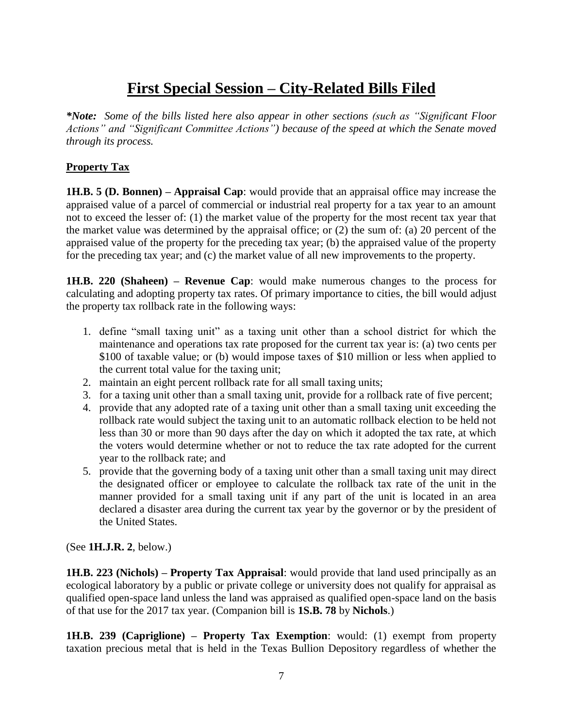# First Special Session – City-Related Bills Filed

***Note:** Some of the bills listed here also appear in other sections (such as "Significant Floor Actions" and "Significant Committee Actions") because of the speed at which the Senate moved through its process.*

## Property Tax

**1H.B. 5 (D. Bonnen) – Appraisal Cap**: would provide that an appraisal office may increase the appraised value of a parcel of commercial or industrial real property for a tax year to an amount not to exceed the lesser of: (1) the market value of the property for the most recent tax year that the market value was determined by the appraisal office; or (2) the sum of: (a) 20 percent of the appraised value of the property for the preceding tax year; (b) the appraised value of the property for the preceding tax year; and (c) the market value of all new improvements to the property.

**1H.B. 220 (Shaheen) – Revenue Cap**: would make numerous changes to the process for calculating and adopting property tax rates. Of primary importance to cities, the bill would adjust the property tax rollback rate in the following ways:

1. define "small taxing unit" as a taxing unit other than a school district for which the maintenance and operations tax rate proposed for the current tax year is: (a) two cents per \$100 of taxable value; or (b) would impose taxes of \$10 million or less when applied to the current total value for the taxing unit;
2. maintain an eight percent rollback rate for all small taxing units;
3. for a taxing unit other than a small taxing unit, provide for a rollback rate of five percent;
4. provide that any adopted rate of a taxing unit other than a small taxing unit exceeding the rollback rate would subject the taxing unit to an automatic rollback election to be held not less than 30 or more than 90 days after the day on which it adopted the tax rate, at which the voters would determine whether or not to reduce the tax rate adopted for the current year to the rollback rate; and
5. provide that the governing body of a taxing unit other than a small taxing unit may direct the designated officer or employee to calculate the rollback tax rate of the unit in the manner provided for a small taxing unit if any part of the unit is located in an area declared a disaster area during the current tax year by the governor or by the president of the United States.

(See **1H.J.R. 2**, below.)

**1H.B. 223 (Nichols) – Property Tax Appraisal**: would provide that land used principally as an ecological laboratory by a public or private college or university does not qualify for appraisal as qualified open-space land unless the land was appraised as qualified open-space land on the basis of that use for the 2017 tax year. (Companion bill is **1S.B. 78** by **Nichols**.)

**1H.B. 239 (Capriglione) – Property Tax Exemption**: would: (1) exempt from property taxation precious metal that is held in the Texas Bullion Depository regardless of whether the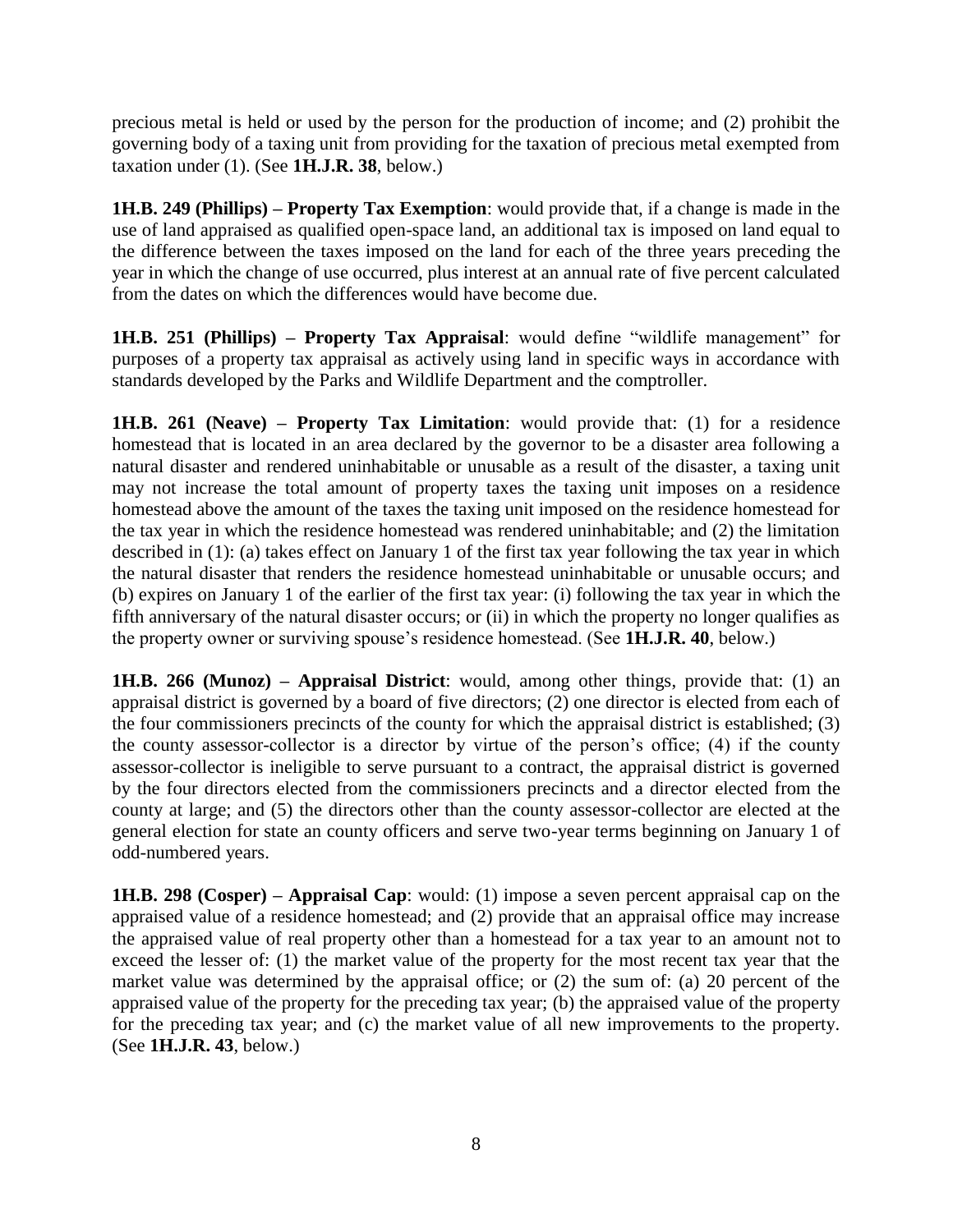precious metal is held or used by the person for the production of income; and (2) prohibit the governing body of a taxing unit from providing for the taxation of precious metal exempted from taxation under (1). (See **1H.J.R. 38**, below.)

**1H.B. 249 (Phillips) – Property Tax Exemption**: would provide that, if a change is made in the use of land appraised as qualified open-space land, an additional tax is imposed on land equal to the difference between the taxes imposed on the land for each of the three years preceding the year in which the change of use occurred, plus interest at an annual rate of five percent calculated from the dates on which the differences would have become due.

**1H.B. 251 (Phillips) – Property Tax Appraisal**: would define "wildlife management" for purposes of a property tax appraisal as actively using land in specific ways in accordance with standards developed by the Parks and Wildlife Department and the comptroller.

**1H.B. 261 (Neave) – Property Tax Limitation**: would provide that: (1) for a residence homestead that is located in an area declared by the governor to be a disaster area following a natural disaster and rendered uninhabitable or unusable as a result of the disaster, a taxing unit may not increase the total amount of property taxes the taxing unit imposes on a residence homestead above the amount of the taxes the taxing unit imposed on the residence homestead for the tax year in which the residence homestead was rendered uninhabitable; and (2) the limitation described in (1): (a) takes effect on January 1 of the first tax year following the tax year in which the natural disaster that renders the residence homestead uninhabitable or unusable occurs; and (b) expires on January 1 of the earlier of the first tax year: (i) following the tax year in which the fifth anniversary of the natural disaster occurs; or (ii) in which the property no longer qualifies as the property owner or surviving spouse's residence homestead. (See **1H.J.R. 40**, below.)

**1H.B. 266 (Munoz) – Appraisal District**: would, among other things, provide that: (1) an appraisal district is governed by a board of five directors; (2) one director is elected from each of the four commissioners precincts of the county for which the appraisal district is established; (3) the county assessor-collector is a director by virtue of the person's office; (4) if the county assessor-collector is ineligible to serve pursuant to a contract, the appraisal district is governed by the four directors elected from the commissioners precincts and a director elected from the county at large; and (5) the directors other than the county assessor-collector are elected at the general election for state an county officers and serve two-year terms beginning on January 1 of odd-numbered years.

**1H.B. 298 (Cosper) – Appraisal Cap**: would: (1) impose a seven percent appraisal cap on the appraised value of a residence homestead; and (2) provide that an appraisal office may increase the appraised value of real property other than a homestead for a tax year to an amount not to exceed the lesser of: (1) the market value of the property for the most recent tax year that the market value was determined by the appraisal office; or (2) the sum of: (a) 20 percent of the appraised value of the property for the preceding tax year; (b) the appraised value of the property for the preceding tax year; and (c) the market value of all new improvements to the property. (See **1H.J.R. 43**, below.)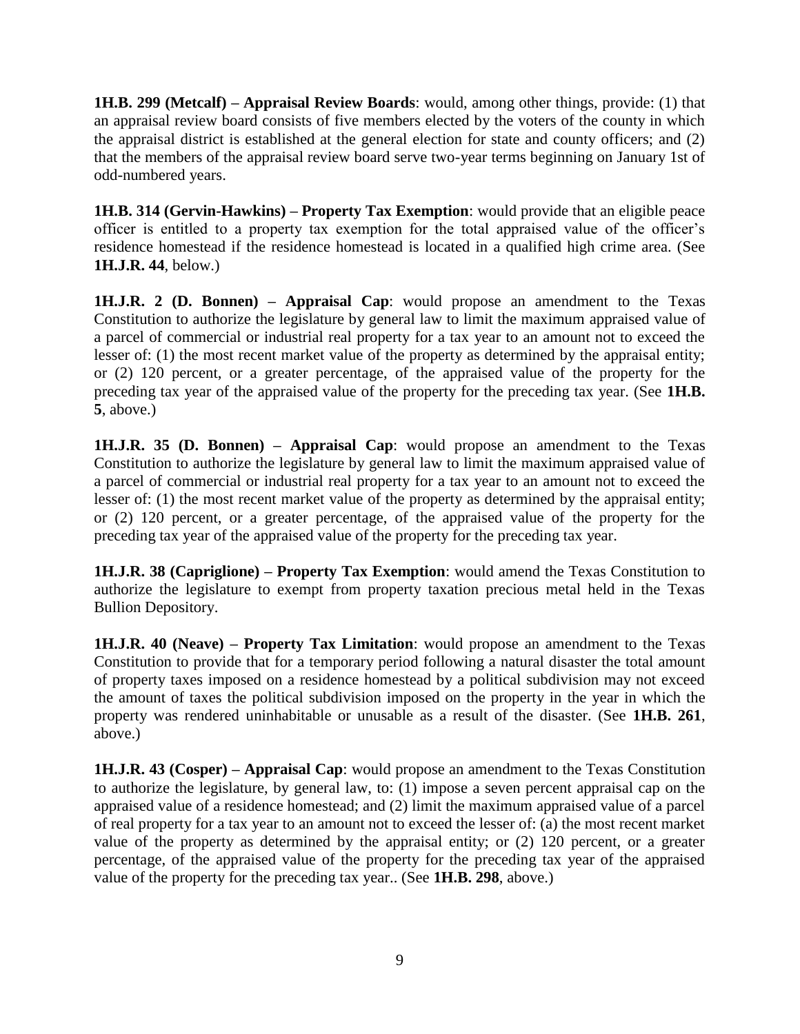**1H.B. 299 (Metcalf) – Appraisal Review Boards**: would, among other things, provide: (1) that an appraisal review board consists of five members elected by the voters of the county in which the appraisal district is established at the general election for state and county officers; and (2) that the members of the appraisal review board serve two-year terms beginning on January 1st of odd-numbered years.

**1H.B. 314 (Gervin-Hawkins) – Property Tax Exemption**: would provide that an eligible peace officer is entitled to a property tax exemption for the total appraised value of the officer's residence homestead if the residence homestead is located in a qualified high crime area. (See **1H.J.R. 44**, below.)

**1H.J.R. 2 (D. Bonnen) – Appraisal Cap**: would propose an amendment to the Texas Constitution to authorize the legislature by general law to limit the maximum appraised value of a parcel of commercial or industrial real property for a tax year to an amount not to exceed the lesser of: (1) the most recent market value of the property as determined by the appraisal entity; or (2) 120 percent, or a greater percentage, of the appraised value of the property for the preceding tax year of the appraised value of the property for the preceding tax year. (See **1H.B. 5**, above.)

**1H.J.R. 35 (D. Bonnen) – Appraisal Cap**: would propose an amendment to the Texas Constitution to authorize the legislature by general law to limit the maximum appraised value of a parcel of commercial or industrial real property for a tax year to an amount not to exceed the lesser of: (1) the most recent market value of the property as determined by the appraisal entity; or (2) 120 percent, or a greater percentage, of the appraised value of the property for the preceding tax year of the appraised value of the property for the preceding tax year.

**1H.J.R. 38 (Capriglione) – Property Tax Exemption**: would amend the Texas Constitution to authorize the legislature to exempt from property taxation precious metal held in the Texas Bullion Depository.

**1H.J.R. 40 (Neave) – Property Tax Limitation**: would propose an amendment to the Texas Constitution to provide that for a temporary period following a natural disaster the total amount of property taxes imposed on a residence homestead by a political subdivision may not exceed the amount of taxes the political subdivision imposed on the property in the year in which the property was rendered uninhabitable or unusable as a result of the disaster. (See **1H.B. 261**, above.)

**1H.J.R. 43 (Cosper) – Appraisal Cap**: would propose an amendment to the Texas Constitution to authorize the legislature, by general law, to: (1) impose a seven percent appraisal cap on the appraised value of a residence homestead; and (2) limit the maximum appraised value of a parcel of real property for a tax year to an amount not to exceed the lesser of: (a) the most recent market value of the property as determined by the appraisal entity; or (2) 120 percent, or a greater percentage, of the appraised value of the property for the preceding tax year of the appraised value of the property for the preceding tax year.. (See **1H.B. 298**, above.)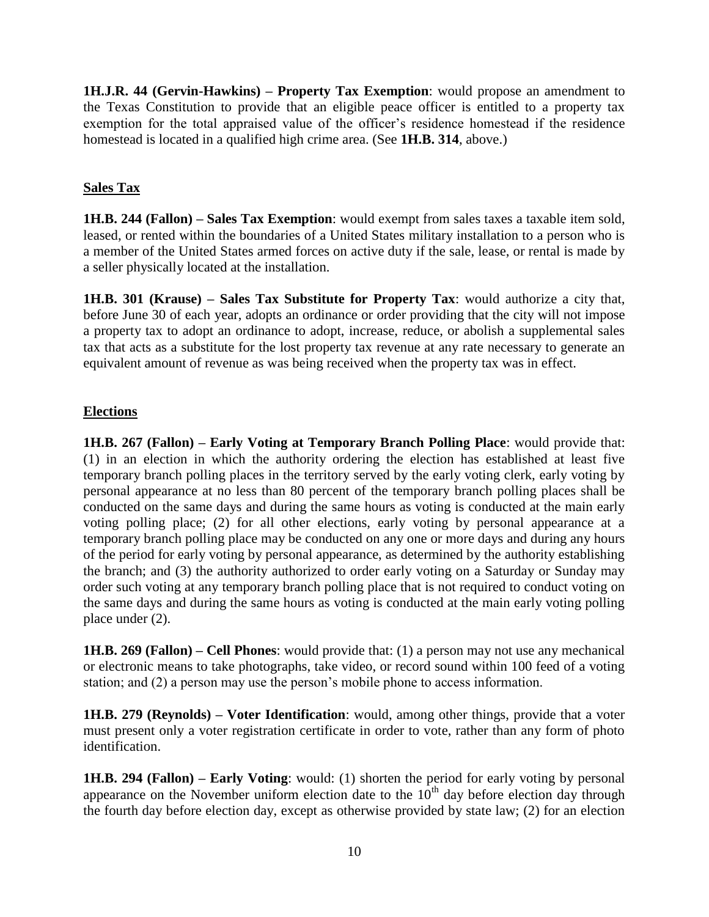**1H.J.R. 44 (Gervin-Hawkins) – Property Tax Exemption**: would propose an amendment to the Texas Constitution to provide that an eligible peace officer is entitled to a property tax exemption for the total appraised value of the officer's residence homestead if the residence homestead is located in a qualified high crime area. (See **1H.B. 314**, above.)

## Sales Tax

**1H.B. 244 (Fallon) – Sales Tax Exemption**: would exempt from sales taxes a taxable item sold, leased, or rented within the boundaries of a United States military installation to a person who is a member of the United States armed forces on active duty if the sale, lease, or rental is made by a seller physically located at the installation.

**1H.B. 301 (Krause) – Sales Tax Substitute for Property Tax**: would authorize a city that, before June 30 of each year, adopts an ordinance or order providing that the city will not impose a property tax to adopt an ordinance to adopt, increase, reduce, or abolish a supplemental sales tax that acts as a substitute for the lost property tax revenue at any rate necessary to generate an equivalent amount of revenue as was being received when the property tax was in effect.

## Elections

**1H.B. 267 (Fallon) – Early Voting at Temporary Branch Polling Place**: would provide that: (1) in an election in which the authority ordering the election has established at least five temporary branch polling places in the territory served by the early voting clerk, early voting by personal appearance at no less than 80 percent of the temporary branch polling places shall be conducted on the same days and during the same hours as voting is conducted at the main early voting polling place; (2) for all other elections, early voting by personal appearance at a temporary branch polling place may be conducted on any one or more days and during any hours of the period for early voting by personal appearance, as determined by the authority establishing the branch; and (3) the authority authorized to order early voting on a Saturday or Sunday may order such voting at any temporary branch polling place that is not required to conduct voting on the same days and during the same hours as voting is conducted at the main early voting polling place under (2).

**1H.B. 269 (Fallon) – Cell Phones**: would provide that: (1) a person may not use any mechanical or electronic means to take photographs, take video, or record sound within 100 feed of a voting station; and (2) a person may use the person's mobile phone to access information.

**1H.B. 279 (Reynolds) – Voter Identification**: would, among other things, provide that a voter must present only a voter registration certificate in order to vote, rather than any form of photo identification.

**1H.B. 294 (Fallon) – Early Voting**: would: (1) shorten the period for early voting by personal appearance on the November uniform election date to the 10th day before election day through the fourth day before election day, except as otherwise provided by state law; (2) for an election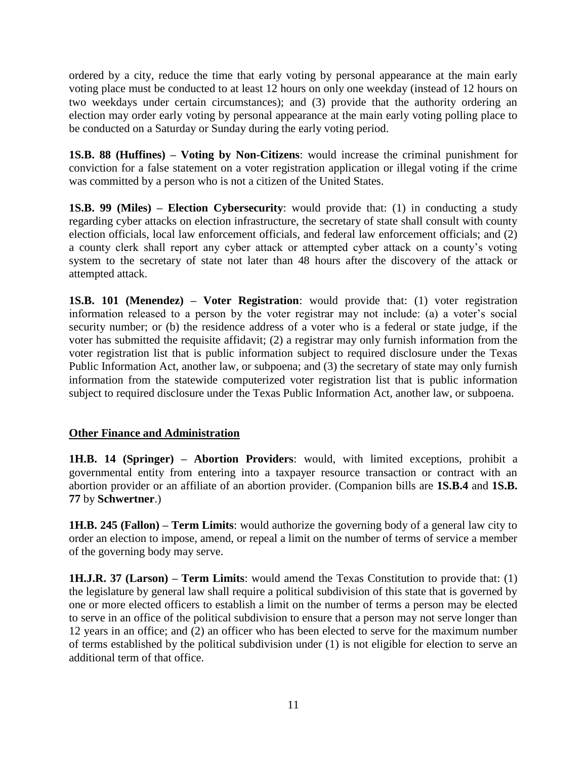ordered by a city, reduce the time that early voting by personal appearance at the main early voting place must be conducted to at least 12 hours on only one weekday (instead of 12 hours on two weekdays under certain circumstances); and (3) provide that the authority ordering an election may order early voting by personal appearance at the main early voting polling place to be conducted on a Saturday or Sunday during the early voting period.

**1S.B. 88 (Huffines) – Voting by Non-Citizens**: would increase the criminal punishment for conviction for a false statement on a voter registration application or illegal voting if the crime was committed by a person who is not a citizen of the United States.

**1S.B. 99 (Miles) – Election Cybersecurity**: would provide that: (1) in conducting a study regarding cyber attacks on election infrastructure, the secretary of state shall consult with county election officials, local law enforcement officials, and federal law enforcement officials; and (2) a county clerk shall report any cyber attack or attempted cyber attack on a county's voting system to the secretary of state not later than 48 hours after the discovery of the attack or attempted attack.

**1S.B. 101 (Menendez) – Voter Registration**: would provide that: (1) voter registration information released to a person by the voter registrar may not include: (a) a voter's social security number; or (b) the residence address of a voter who is a federal or state judge, if the voter has submitted the requisite affidavit; (2) a registrar may only furnish information from the voter registration list that is public information subject to required disclosure under the Texas Public Information Act, another law, or subpoena; and (3) the secretary of state may only furnish information from the statewide computerized voter registration list that is public information subject to required disclosure under the Texas Public Information Act, another law, or subpoena.

## Other Finance and Administration

**1H.B. 14 (Springer) – Abortion Providers**: would, with limited exceptions, prohibit a governmental entity from entering into a taxpayer resource transaction or contract with an abortion provider or an affiliate of an abortion provider. (Companion bills are **1S.B.4** and **1S.B. 77** by **Schwertner**.)

**1H.B. 245 (Fallon) – Term Limits**: would authorize the governing body of a general law city to order an election to impose, amend, or repeal a limit on the number of terms of service a member of the governing body may serve.

**1H.J.R. 37 (Larson) – Term Limits**: would amend the Texas Constitution to provide that: (1) the legislature by general law shall require a political subdivision of this state that is governed by one or more elected officers to establish a limit on the number of terms a person may be elected to serve in an office of the political subdivision to ensure that a person may not serve longer than 12 years in an office; and (2) an officer who has been elected to serve for the maximum number of terms established by the political subdivision under (1) is not eligible for election to serve an additional term of that office.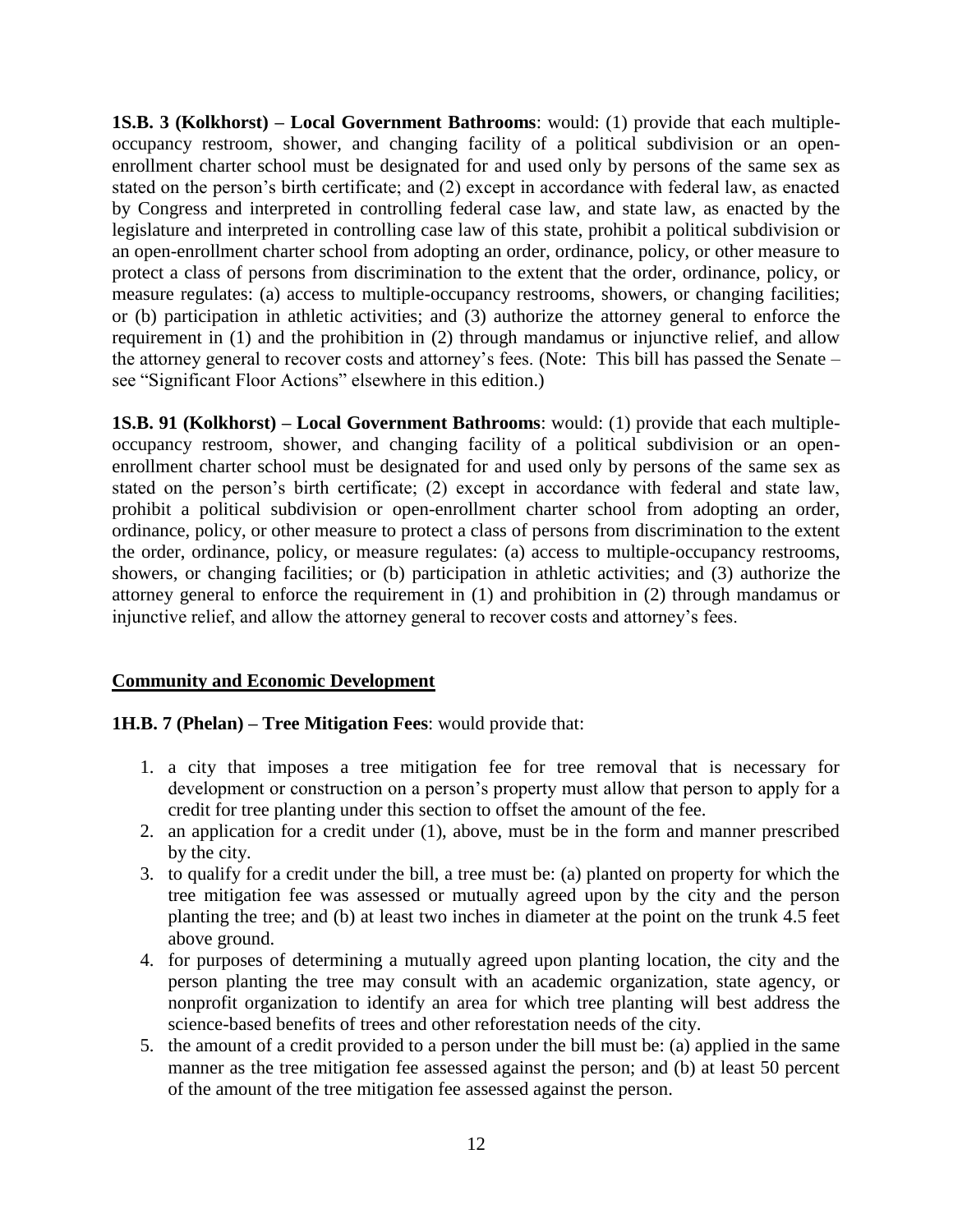**1S.B. 3 (Kolkhorst) – Local Government Bathrooms**: would: (1) provide that each multiple-occupancy restroom, shower, and changing facility of a political subdivision or an open-enrollment charter school must be designated for and used only by persons of the same sex as stated on the person's birth certificate; and (2) except in accordance with federal law, as enacted by Congress and interpreted in controlling federal case law, and state law, as enacted by the legislature and interpreted in controlling case law of this state, prohibit a political subdivision or an open-enrollment charter school from adopting an order, ordinance, policy, or other measure to protect a class of persons from discrimination to the extent that the order, ordinance, policy, or measure regulates: (a) access to multiple-occupancy restrooms, showers, or changing facilities; or (b) participation in athletic activities; and (3) authorize the attorney general to enforce the requirement in (1) and the prohibition in (2) through mandamus or injunctive relief, and allow the attorney general to recover costs and attorney's fees. (Note: This bill has passed the Senate – see "Significant Floor Actions" elsewhere in this edition.)

**1S.B. 91 (Kolkhorst) – Local Government Bathrooms**: would: (1) provide that each multiple-occupancy restroom, shower, and changing facility of a political subdivision or an open-enrollment charter school must be designated for and used only by persons of the same sex as stated on the person's birth certificate; (2) except in accordance with federal and state law, prohibit a political subdivision or open-enrollment charter school from adopting an order, ordinance, policy, or other measure to protect a class of persons from discrimination to the extent the order, ordinance, policy, or measure regulates: (a) access to multiple-occupancy restrooms, showers, or changing facilities; or (b) participation in athletic activities; and (3) authorize the attorney general to enforce the requirement in (1) and prohibition in (2) through mandamus or injunctive relief, and allow the attorney general to recover costs and attorney's fees.

## Community and Economic Development

**1H.B. 7 (Phelan) – Tree Mitigation Fees**: would provide that:

1. a city that imposes a tree mitigation fee for tree removal that is necessary for development or construction on a person's property must allow that person to apply for a credit for tree planting under this section to offset the amount of the fee.
2. an application for a credit under (1), above, must be in the form and manner prescribed by the city.
3. to qualify for a credit under the bill, a tree must be: (a) planted on property for which the tree mitigation fee was assessed or mutually agreed upon by the city and the person planting the tree; and (b) at least two inches in diameter at the point on the trunk 4.5 feet above ground.
4. for purposes of determining a mutually agreed upon planting location, the city and the person planting the tree may consult with an academic organization, state agency, or nonprofit organization to identify an area for which tree planting will best address the science-based benefits of trees and other reforestation needs of the city.
5. the amount of a credit provided to a person under the bill must be: (a) applied in the same manner as the tree mitigation fee assessed against the person; and (b) at least 50 percent of the amount of the tree mitigation fee assessed against the person.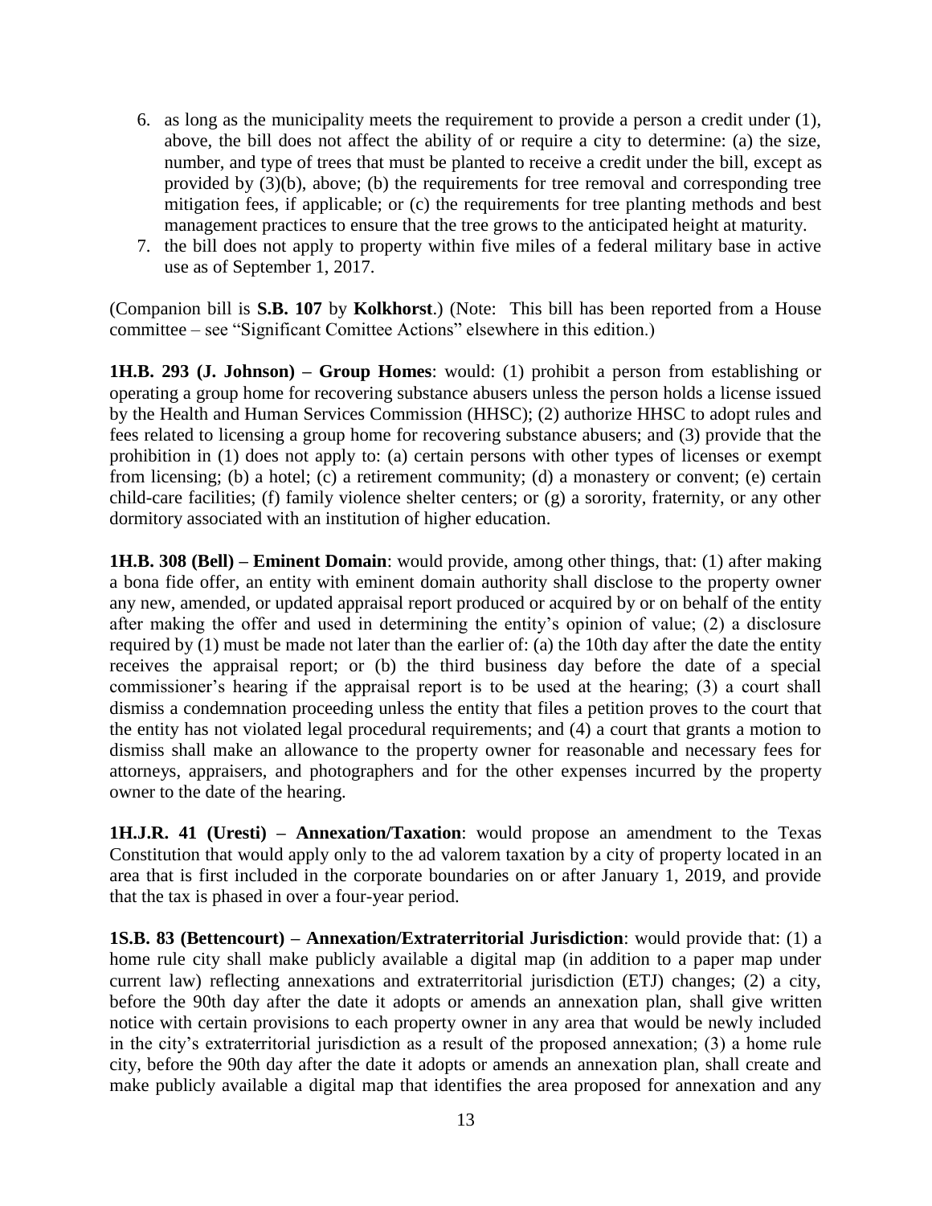6. as long as the municipality meets the requirement to provide a person a credit under (1), above, the bill does not affect the ability of or require a city to determine: (a) the size, number, and type of trees that must be planted to receive a credit under the bill, except as provided by (3)(b), above; (b) the requirements for tree removal and corresponding tree mitigation fees, if applicable; or (c) the requirements for tree planting methods and best management practices to ensure that the tree grows to the anticipated height at maturity.
7. the bill does not apply to property within five miles of a federal military base in active use as of September 1, 2017.

(Companion bill is **S.B. 107** by **Kolkhorst**.) (Note: This bill has been reported from a House committee – see "Significant Comittee Actions" elsewhere in this edition.)

**1H.B. 293 (J. Johnson) – Group Homes**: would: (1) prohibit a person from establishing or operating a group home for recovering substance abusers unless the person holds a license issued by the Health and Human Services Commission (HHSC); (2) authorize HHSC to adopt rules and fees related to licensing a group home for recovering substance abusers; and (3) provide that the prohibition in (1) does not apply to: (a) certain persons with other types of licenses or exempt from licensing; (b) a hotel; (c) a retirement community; (d) a monastery or convent; (e) certain child-care facilities; (f) family violence shelter centers; or (g) a sorority, fraternity, or any other dormitory associated with an institution of higher education.

**1H.B. 308 (Bell) – Eminent Domain**: would provide, among other things, that: (1) after making a bona fide offer, an entity with eminent domain authority shall disclose to the property owner any new, amended, or updated appraisal report produced or acquired by or on behalf of the entity after making the offer and used in determining the entity's opinion of value; (2) a disclosure required by (1) must be made not later than the earlier of: (a) the 10th day after the date the entity receives the appraisal report; or (b) the third business day before the date of a special commissioner's hearing if the appraisal report is to be used at the hearing; (3) a court shall dismiss a condemnation proceeding unless the entity that files a petition proves to the court that the entity has not violated legal procedural requirements; and (4) a court that grants a motion to dismiss shall make an allowance to the property owner for reasonable and necessary fees for attorneys, appraisers, and photographers and for the other expenses incurred by the property owner to the date of the hearing.

**1H.J.R. 41 (Uresti) – Annexation/Taxation**: would propose an amendment to the Texas Constitution that would apply only to the ad valorem taxation by a city of property located in an area that is first included in the corporate boundaries on or after January 1, 2019, and provide that the tax is phased in over a four-year period.

**1S.B. 83 (Bettencourt) – Annexation/Extraterritorial Jurisdiction**: would provide that: (1) a home rule city shall make publicly available a digital map (in addition to a paper map under current law) reflecting annexations and extraterritorial jurisdiction (ETJ) changes; (2) a city, before the 90th day after the date it adopts or amends an annexation plan, shall give written notice with certain provisions to each property owner in any area that would be newly included in the city's extraterritorial jurisdiction as a result of the proposed annexation; (3) a home rule city, before the 90th day after the date it adopts or amends an annexation plan, shall create and make publicly available a digital map that identifies the area proposed for annexation and any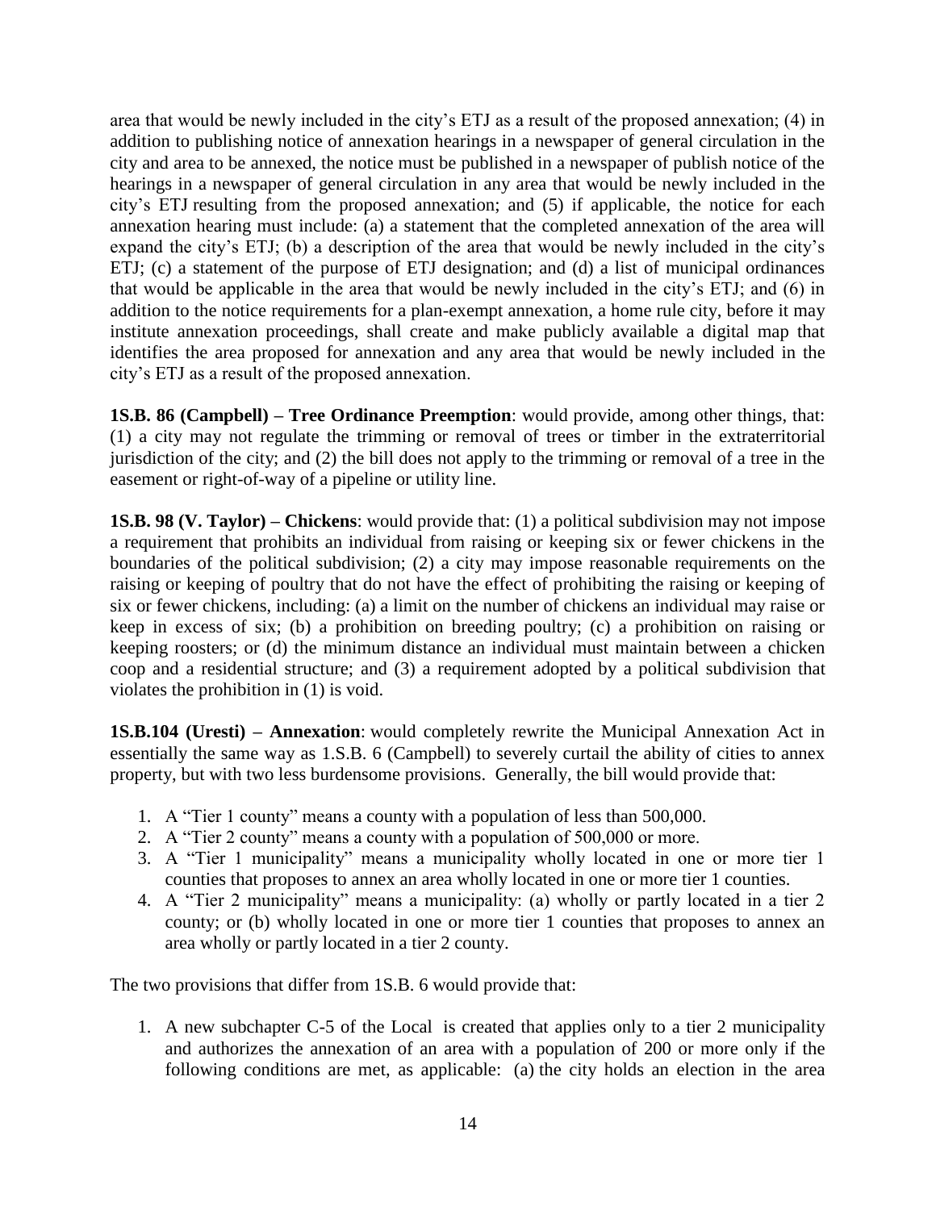area that would be newly included in the city's ETJ as a result of the proposed annexation; (4) in addition to publishing notice of annexation hearings in a newspaper of general circulation in the city and area to be annexed, the notice must be published in a newspaper of publish notice of the hearings in a newspaper of general circulation in any area that would be newly included in the city's ETJ resulting from the proposed annexation; and (5) if applicable, the notice for each annexation hearing must include: (a) a statement that the completed annexation of the area will expand the city's ETJ; (b) a description of the area that would be newly included in the city's ETJ; (c) a statement of the purpose of ETJ designation; and (d) a list of municipal ordinances that would be applicable in the area that would be newly included in the city's ETJ; and (6) in addition to the notice requirements for a plan-exempt annexation, a home rule city, before it may institute annexation proceedings, shall create and make publicly available a digital map that identifies the area proposed for annexation and any area that would be newly included in the city's ETJ as a result of the proposed annexation.

**1S.B. 86 (Campbell) – Tree Ordinance Preemption**: would provide, among other things, that: (1) a city may not regulate the trimming or removal of trees or timber in the extraterritorial jurisdiction of the city; and (2) the bill does not apply to the trimming or removal of a tree in the easement or right-of-way of a pipeline or utility line.

**1S.B. 98 (V. Taylor) – Chickens**: would provide that: (1) a political subdivision may not impose a requirement that prohibits an individual from raising or keeping six or fewer chickens in the boundaries of the political subdivision; (2) a city may impose reasonable requirements on the raising or keeping of poultry that do not have the effect of prohibiting the raising or keeping of six or fewer chickens, including: (a) a limit on the number of chickens an individual may raise or keep in excess of six; (b) a prohibition on breeding poultry; (c) a prohibition on raising or keeping roosters; or (d) the minimum distance an individual must maintain between a chicken coop and a residential structure; and (3) a requirement adopted by a political subdivision that violates the prohibition in (1) is void.

**1S.B.104 (Uresti) – Annexation**: would completely rewrite the Municipal Annexation Act in essentially the same way as 1.S.B. 6 (Campbell) to severely curtail the ability of cities to annex property, but with two less burdensome provisions. Generally, the bill would provide that:

1. A "Tier 1 county" means a county with a population of less than 500,000.
2. A "Tier 2 county" means a county with a population of 500,000 or more.
3. A "Tier 1 municipality" means a municipality wholly located in one or more tier 1 counties that proposes to annex an area wholly located in one or more tier 1 counties.
4. A "Tier 2 municipality" means a municipality: (a) wholly or partly located in a tier 2 county; or (b) wholly located in one or more tier 1 counties that proposes to annex an area wholly or partly located in a tier 2 county.

The two provisions that differ from 1S.B. 6 would provide that:

1. A new subchapter C-5 of the Local is created that applies only to a tier 2 municipality and authorizes the annexation of an area with a population of 200 or more only if the following conditions are met, as applicable: (a) the city holds an election in the area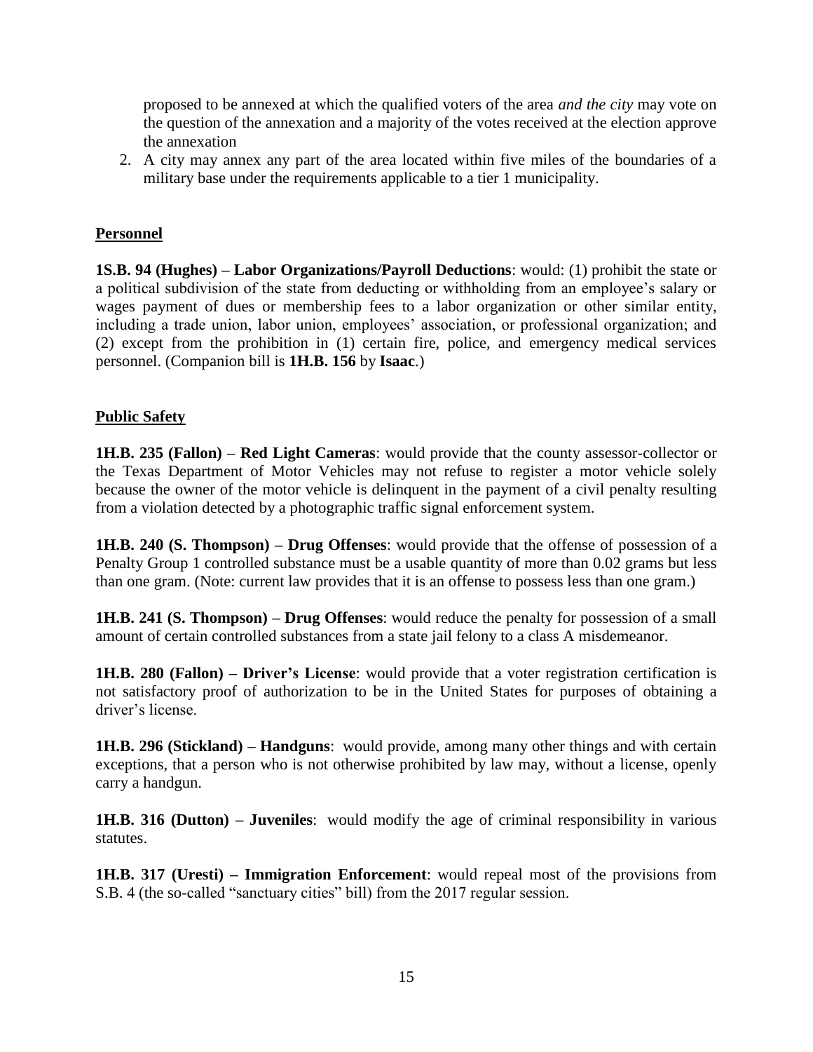proposed to be annexed at which the qualified voters of the area *and the city* may vote on the question of the annexation and a majority of the votes received at the election approve the annexation

2. A city may annex any part of the area located within five miles of the boundaries of a military base under the requirements applicable to a tier 1 municipality.

## Personnel

**1S.B. 94 (Hughes) – Labor Organizations/Payroll Deductions**: would: (1) prohibit the state or a political subdivision of the state from deducting or withholding from an employee's salary or wages payment of dues or membership fees to a labor organization or other similar entity, including a trade union, labor union, employees' association, or professional organization; and (2) except from the prohibition in (1) certain fire, police, and emergency medical services personnel. (Companion bill is **1H.B. 156** by **Isaac**.)

## Public Safety

**1H.B. 235 (Fallon) – Red Light Cameras**: would provide that the county assessor-collector or the Texas Department of Motor Vehicles may not refuse to register a motor vehicle solely because the owner of the motor vehicle is delinquent in the payment of a civil penalty resulting from a violation detected by a photographic traffic signal enforcement system.

**1H.B. 240 (S. Thompson) – Drug Offenses**: would provide that the offense of possession of a Penalty Group 1 controlled substance must be a usable quantity of more than 0.02 grams but less than one gram. (Note: current law provides that it is an offense to possess less than one gram.)

**1H.B. 241 (S. Thompson) – Drug Offenses**: would reduce the penalty for possession of a small amount of certain controlled substances from a state jail felony to a class A misdemeanor.

**1H.B. 280 (Fallon) – Driver's License**: would provide that a voter registration certification is not satisfactory proof of authorization to be in the United States for purposes of obtaining a driver's license.

**1H.B. 296 (Stickland) – Handguns**: would provide, among many other things and with certain exceptions, that a person who is not otherwise prohibited by law may, without a license, openly carry a handgun.

**1H.B. 316 (Dutton) – Juveniles**: would modify the age of criminal responsibility in various statutes.

**1H.B. 317 (Uresti) – Immigration Enforcement**: would repeal most of the provisions from S.B. 4 (the so-called "sanctuary cities" bill) from the 2017 regular session.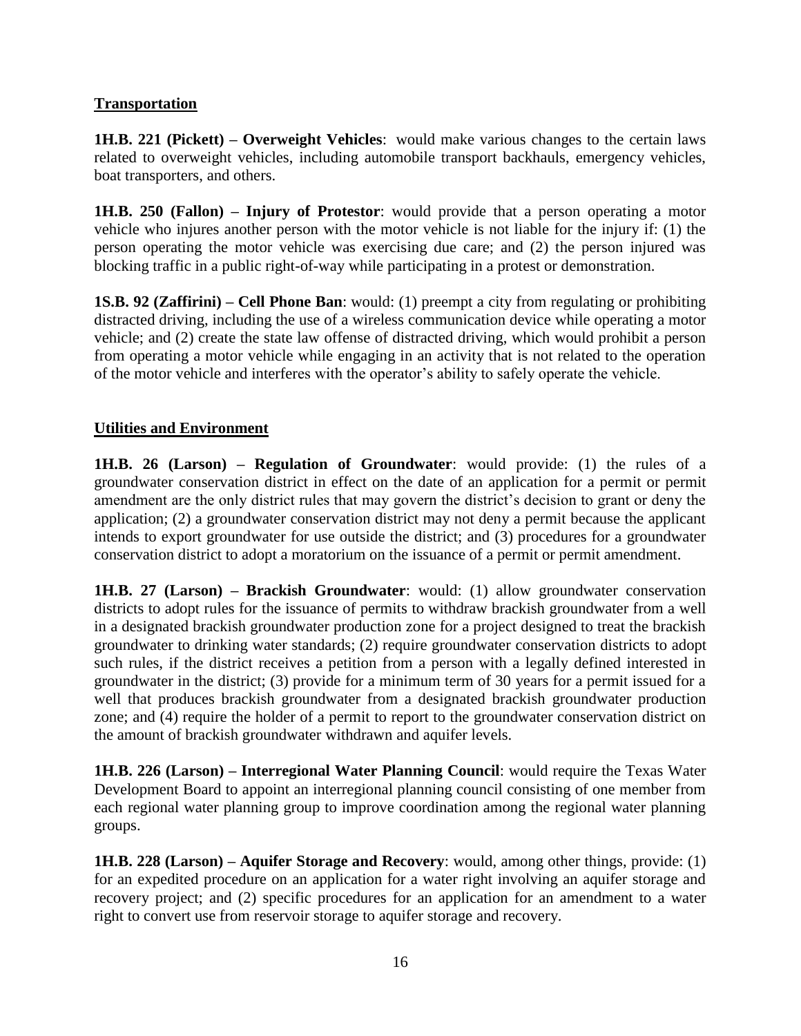**Transportation**

**1H.B. 221 (Pickett) – Overweight Vehicles**: would make various changes to the certain laws related to overweight vehicles, including automobile transport backhauls, emergency vehicles, boat transporters, and others.

**1H.B. 250 (Fallon) – Injury of Protestor**: would provide that a person operating a motor vehicle who injures another person with the motor vehicle is not liable for the injury if: (1) the person operating the motor vehicle was exercising due care; and (2) the person injured was blocking traffic in a public right-of-way while participating in a protest or demonstration.

**1S.B. 92 (Zaffirini) – Cell Phone Ban**: would: (1) preempt a city from regulating or prohibiting distracted driving, including the use of a wireless communication device while operating a motor vehicle; and (2) create the state law offense of distracted driving, which would prohibit a person from operating a motor vehicle while engaging in an activity that is not related to the operation of the motor vehicle and interferes with the operator's ability to safely operate the vehicle.

**Utilities and Environment**

**1H.B. 26 (Larson) – Regulation of Groundwater**: would provide: (1) the rules of a groundwater conservation district in effect on the date of an application for a permit or permit amendment are the only district rules that may govern the district's decision to grant or deny the application; (2) a groundwater conservation district may not deny a permit because the applicant intends to export groundwater for use outside the district; and (3) procedures for a groundwater conservation district to adopt a moratorium on the issuance of a permit or permit amendment.

**1H.B. 27 (Larson) – Brackish Groundwater**: would: (1) allow groundwater conservation districts to adopt rules for the issuance of permits to withdraw brackish groundwater from a well in a designated brackish groundwater production zone for a project designed to treat the brackish groundwater to drinking water standards; (2) require groundwater conservation districts to adopt such rules, if the district receives a petition from a person with a legally defined interested in groundwater in the district; (3) provide for a minimum term of 30 years for a permit issued for a well that produces brackish groundwater from a designated brackish groundwater production zone; and (4) require the holder of a permit to report to the groundwater conservation district on the amount of brackish groundwater withdrawn and aquifer levels.

**1H.B. 226 (Larson) – Interregional Water Planning Council**: would require the Texas Water Development Board to appoint an interregional planning council consisting of one member from each regional water planning group to improve coordination among the regional water planning groups.

**1H.B. 228 (Larson) – Aquifer Storage and Recovery**: would, among other things, provide: (1) for an expedited procedure on an application for a water right involving an aquifer storage and recovery project; and (2) specific procedures for an application for an amendment to a water right to convert use from reservoir storage to aquifer storage and recovery.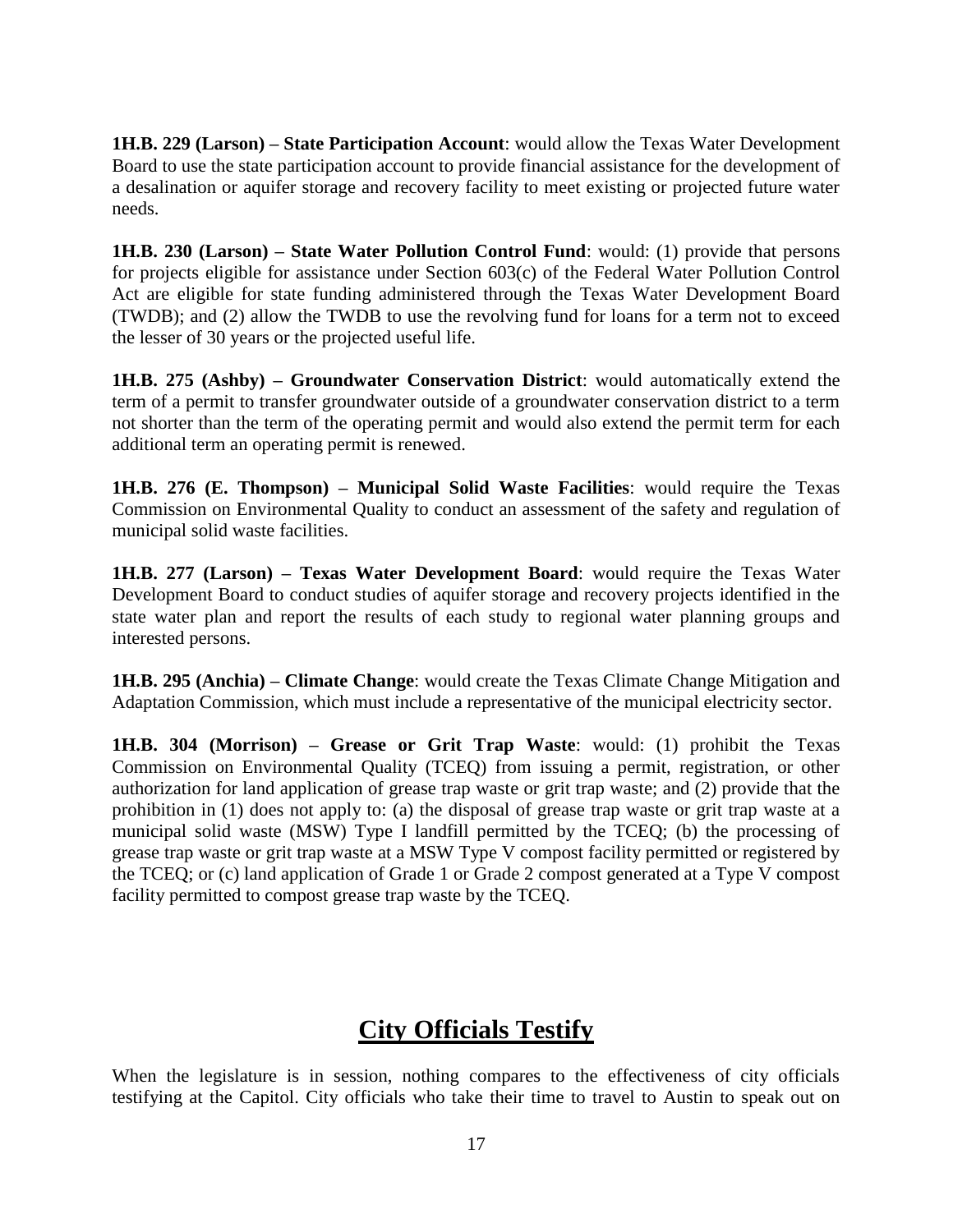**1H.B. 229 (Larson) – State Participation Account**: would allow the Texas Water Development Board to use the state participation account to provide financial assistance for the development of a desalination or aquifer storage and recovery facility to meet existing or projected future water needs.

**1H.B. 230 (Larson) – State Water Pollution Control Fund**: would: (1) provide that persons for projects eligible for assistance under Section 603(c) of the Federal Water Pollution Control Act are eligible for state funding administered through the Texas Water Development Board (TWDB); and (2) allow the TWDB to use the revolving fund for loans for a term not to exceed the lesser of 30 years or the projected useful life.

**1H.B. 275 (Ashby) – Groundwater Conservation District**: would automatically extend the term of a permit to transfer groundwater outside of a groundwater conservation district to a term not shorter than the term of the operating permit and would also extend the permit term for each additional term an operating permit is renewed.

**1H.B. 276 (E. Thompson) – Municipal Solid Waste Facilities**: would require the Texas Commission on Environmental Quality to conduct an assessment of the safety and regulation of municipal solid waste facilities.

**1H.B. 277 (Larson) – Texas Water Development Board**: would require the Texas Water Development Board to conduct studies of aquifer storage and recovery projects identified in the state water plan and report the results of each study to regional water planning groups and interested persons.

**1H.B. 295 (Anchia) – Climate Change**: would create the Texas Climate Change Mitigation and Adaptation Commission, which must include a representative of the municipal electricity sector.

**1H.B. 304 (Morrison) – Grease or Grit Trap Waste**: would: (1) prohibit the Texas Commission on Environmental Quality (TCEQ) from issuing a permit, registration, or other authorization for land application of grease trap waste or grit trap waste; and (2) provide that the prohibition in (1) does not apply to: (a) the disposal of grease trap waste or grit trap waste at a municipal solid waste (MSW) Type I landfill permitted by the TCEQ; (b) the processing of grease trap waste or grit trap waste at a MSW Type V compost facility permitted or registered by the TCEQ; or (c) land application of Grade 1 or Grade 2 compost generated at a Type V compost facility permitted to compost grease trap waste by the TCEQ.

# City Officials Testify

When the legislature is in session, nothing compares to the effectiveness of city officials testifying at the Capitol. City officials who take their time to travel to Austin to speak out on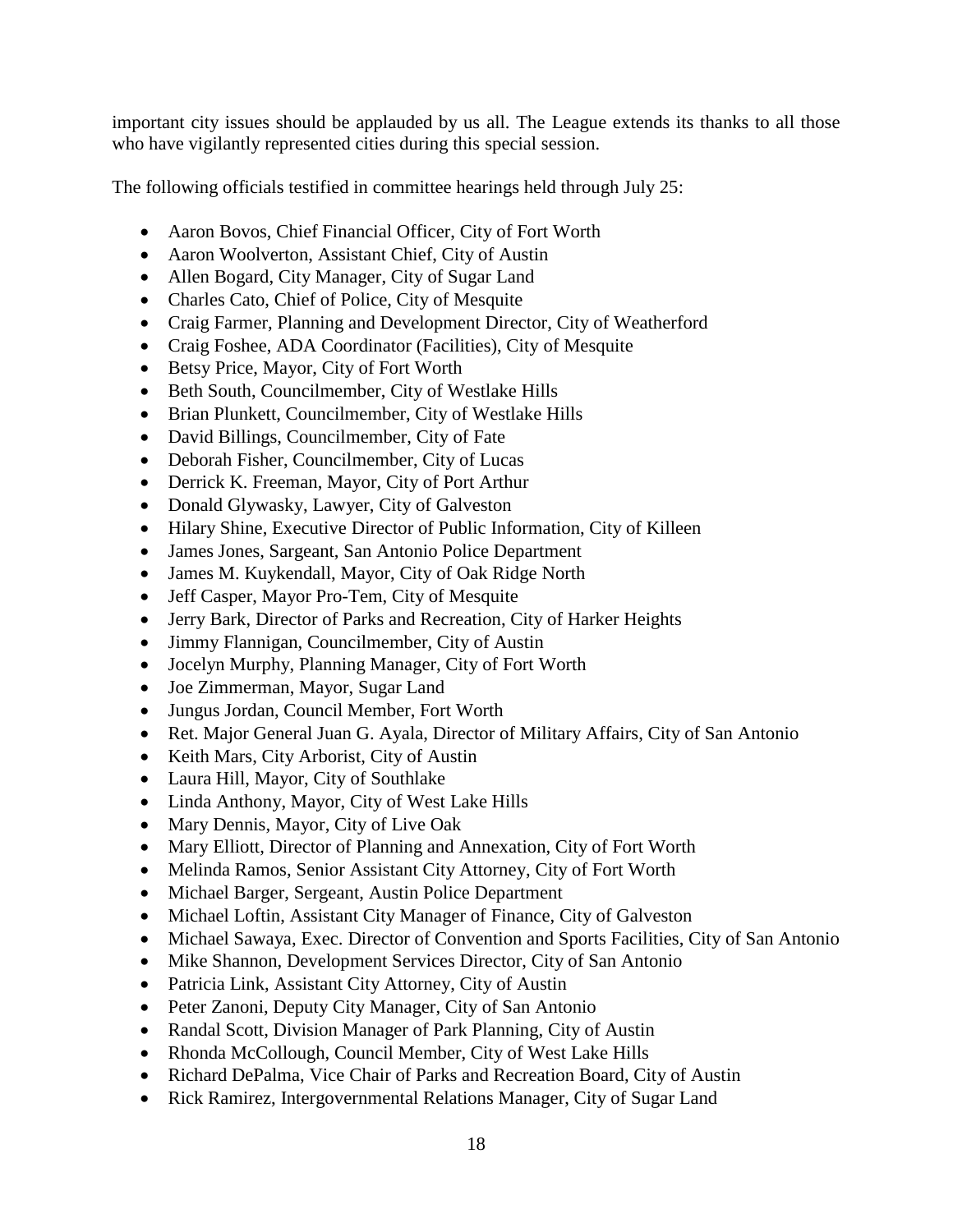important city issues should be applauded by us all. The League extends its thanks to all those who have vigilantly represented cities during this special session.

The following officials testified in committee hearings held through July 25:

- Aaron Bovos, Chief Financial Officer, City of Fort Worth
- Aaron Woolverton, Assistant Chief, City of Austin
- Allen Bogard, City Manager, City of Sugar Land
- Charles Cato, Chief of Police, City of Mesquite
- Craig Farmer, Planning and Development Director, City of Weatherford
- Craig Foshee, ADA Coordinator (Facilities), City of Mesquite
- Betsy Price, Mayor, City of Fort Worth
- Beth South, Councilmember, City of Westlake Hills
- Brian Plunkett, Councilmember, City of Westlake Hills
- David Billings, Councilmember, City of Fate
- Deborah Fisher, Councilmember, City of Lucas
- Derrick K. Freeman, Mayor, City of Port Arthur
- Donald Glywasky, Lawyer, City of Galveston
- Hilary Shine, Executive Director of Public Information, City of Killeen
- James Jones, Sargeant, San Antonio Police Department
- James M. Kuykendall, Mayor, City of Oak Ridge North
- Jeff Casper, Mayor Pro-Tem, City of Mesquite
- Jerry Bark, Director of Parks and Recreation, City of Harker Heights
- Jimmy Flannigan, Councilmember, City of Austin
- Jocelyn Murphy, Planning Manager, City of Fort Worth
- Joe Zimmerman, Mayor, Sugar Land
- Jungus Jordan, Council Member, Fort Worth
- Ret. Major General Juan G. Ayala, Director of Military Affairs, City of San Antonio
- Keith Mars, City Arborist, City of Austin
- Laura Hill, Mayor, City of Southlake
- Linda Anthony, Mayor, City of West Lake Hills
- Mary Dennis, Mayor, City of Live Oak
- Mary Elliott, Director of Planning and Annexation, City of Fort Worth
- Melinda Ramos, Senior Assistant City Attorney, City of Fort Worth
- Michael Barger, Sergeant, Austin Police Department
- Michael Loftin, Assistant City Manager of Finance, City of Galveston
- Michael Sawaya, Exec. Director of Convention and Sports Facilities, City of San Antonio
- Mike Shannon, Development Services Director, City of San Antonio
- Patricia Link, Assistant City Attorney, City of Austin
- Peter Zanoni, Deputy City Manager, City of San Antonio
- Randal Scott, Division Manager of Park Planning, City of Austin
- Rhonda McCollough, Council Member, City of West Lake Hills
- Richard DePalma, Vice Chair of Parks and Recreation Board, City of Austin
- Rick Ramirez, Intergovernmental Relations Manager, City of Sugar Land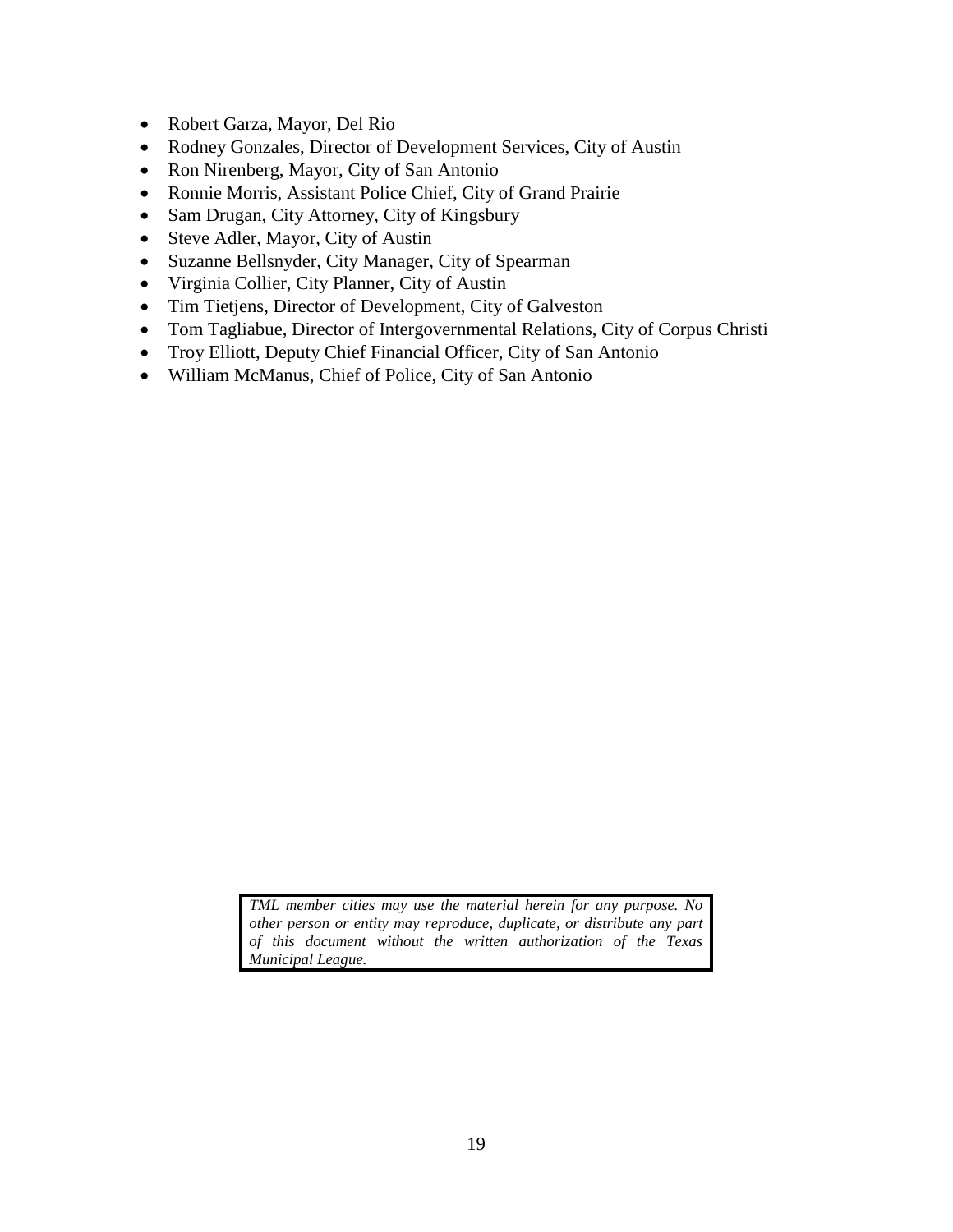- Robert Garza, Mayor, Del Rio
- Rodney Gonzales, Director of Development Services, City of Austin
- Ron Nirenberg, Mayor, City of San Antonio
- Ronnie Morris, Assistant Police Chief, City of Grand Prairie
- Sam Drugan, City Attorney, City of Kingsbury
- Steve Adler, Mayor, City of Austin
- Suzanne Bellsnyder, City Manager, City of Spearman
- Virginia Collier, City Planner, City of Austin
- Tim Tietjens, Director of Development, City of Galveston
- Tom Tagliabue, Director of Intergovernmental Relations, City of Corpus Christi
- Troy Elliott, Deputy Chief Financial Officer, City of San Antonio
- William McManus, Chief of Police, City of San Antonio

*TML member cities may use the material herein for any purpose. No other person or entity may reproduce, duplicate, or distribute any part of this document without the written authorization of the Texas Municipal League.*